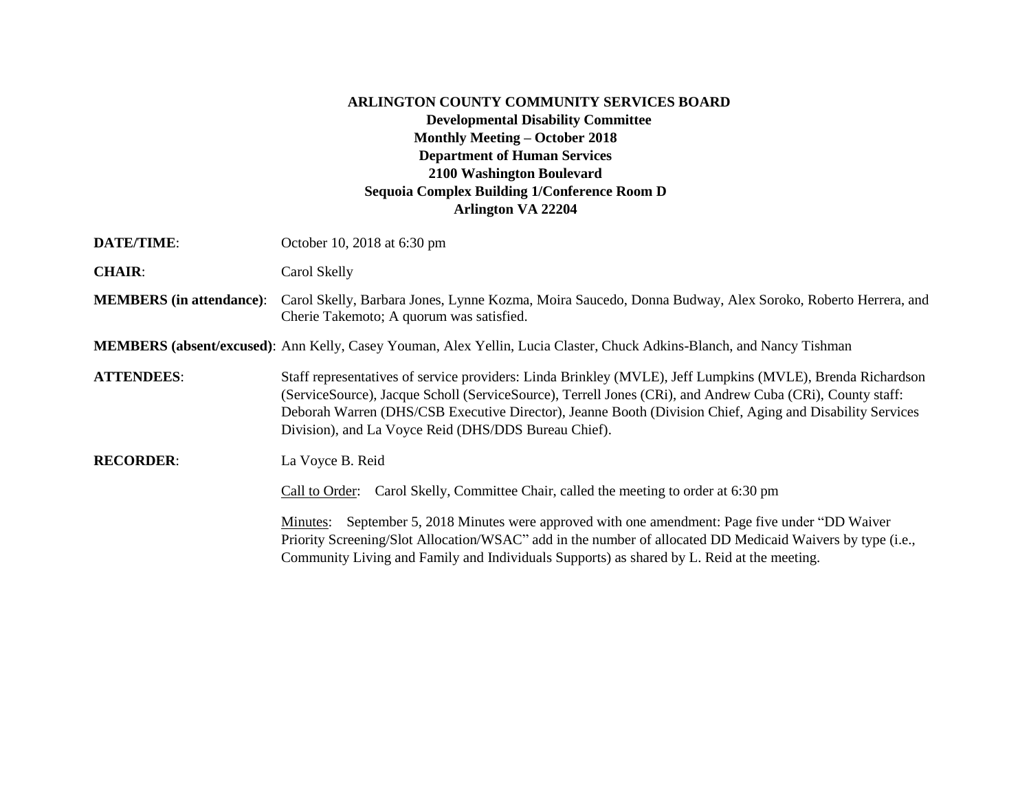**ARLINGTON COUNTY COMMUNITY SERVICES BOARD**
**Developmental Disability Committee**
**Monthly Meeting – October 2018**
**Department of Human Services**
**2100 Washington Boulevard**
**Sequoia Complex Building 1/Conference Room D**
**Arlington VA 22204**

**DATE/TIME**: October 10, 2018 at 6:30 pm

**CHAIR**: Carol Skelly

**MEMBERS (in attendance)**: Carol Skelly, Barbara Jones, Lynne Kozma, Moira Saucedo, Donna Budway, Alex Soroko, Roberto Herrera, and Cherie Takemoto; A quorum was satisfied.

**MEMBERS (absent/excused)**: Ann Kelly, Casey Youman, Alex Yellin, Lucia Claster, Chuck Adkins-Blanch, and Nancy Tishman

**ATTENDEES**: Staff representatives of service providers: Linda Brinkley (MVLE), Jeff Lumpkins (MVLE), Brenda Richardson (ServiceSource), Jacque Scholl (ServiceSource), Terrell Jones (CRi), and Andrew Cuba (CRi), County staff: Deborah Warren (DHS/CSB Executive Director), Jeanne Booth (Division Chief, Aging and Disability Services Division), and La Voyce Reid (DHS/DDS Bureau Chief).

**RECORDER**: La Voyce B. Reid

Call to Order: Carol Skelly, Committee Chair, called the meeting to order at 6:30 pm

Minutes: September 5, 2018 Minutes were approved with one amendment: Page five under "DD Waiver Priority Screening/Slot Allocation/WSAC" add in the number of allocated DD Medicaid Waivers by type (i.e., Community Living and Family and Individuals Supports) as shared by L. Reid at the meeting.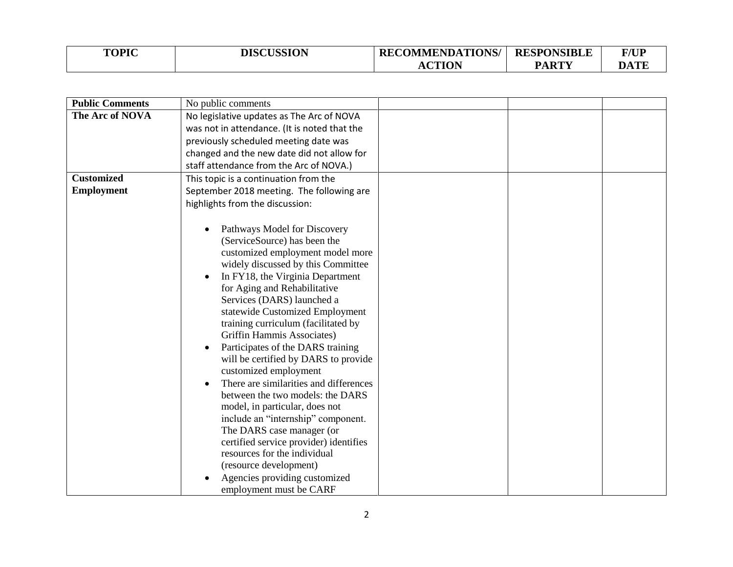| TOPIC | DISCUSSION | RECOMMENDATIONS/ ACTION | RESPONSIBLE PARTY | F/UP DATE |
|---|---|---|---|---|
| **Public Comments** | No public comments | | | |
| **The Arc of NOVA** | No legislative updates as The Arc of NOVA was not in attendance. (It is noted that the previously scheduled meeting date was changed and the new date did not allow for staff attendance from the Arc of NOVA.) | | | |
| **Customized Employment** | This topic is a continuation from the September 2018 meeting. The following are highlights from the discussion:<br><br>• Pathways Model for Discovery (ServiceSource) has been the customized employment model more widely discussed by this Committee<br>• In FY18, the Virginia Department for Aging and Rehabilitative Services (DARS) launched a statewide Customized Employment training curriculum (facilitated by Griffin Hammis Associates)<br>• Participates of the DARS training will be certified by DARS to provide customized employment<br>• There are similarities and differences between the two models: the DARS model, in particular, does not include an "internship" component. The DARS case manager (or certified service provider) identifies resources for the individual (resource development)<br>• Agencies providing customized employment must be CARF | | | |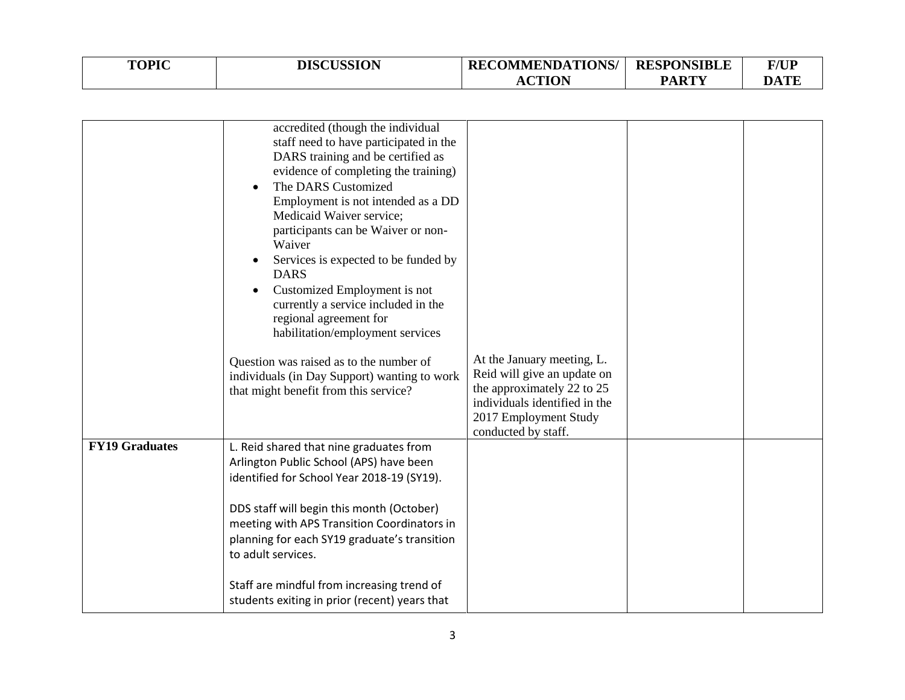| TOPIC | DISCUSSION | RECOMMENDATIONS/ ACTION | RESPONSIBLE PARTY | F/UP DATE |
|---|---|---|---|---|
| | accredited (though the individual staff need to have participated in the DARS training and be certified as evidence of completing the training)<br>• The DARS Customized Employment is not intended as a DD Medicaid Waiver service; participants can be Waiver or non-Waiver<br>• Services is expected to be funded by DARS<br>• Customized Employment is not currently a service included in the regional agreement for habilitation/employment services<br><br>Question was raised as to the number of individuals (in Day Support) wanting to work that might benefit from this service? | At the January meeting, L. Reid will give an update on the approximately 22 to 25 individuals identified in the 2017 Employment Study conducted by staff. | | |
| **FY19 Graduates** | L. Reid shared that nine graduates from Arlington Public School (APS) have been identified for School Year 2018-19 (SY19).<br><br>DDS staff will begin this month (October) meeting with APS Transition Coordinators in planning for each SY19 graduate's transition to adult services.<br><br>Staff are mindful from increasing trend of students exiting in prior (recent) years that | | | |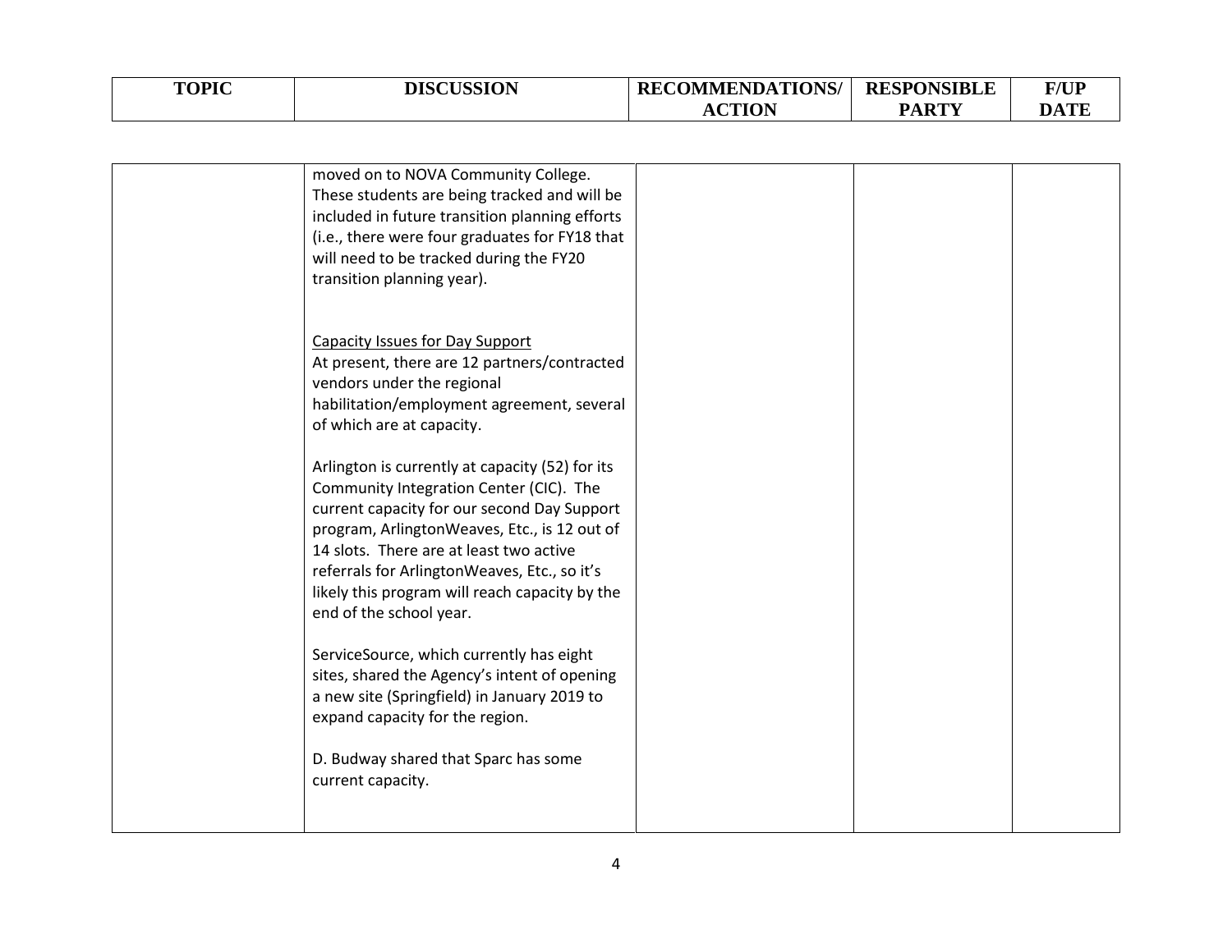| TOPIC | DISCUSSION | RECOMMENDATIONS/ ACTION | RESPONSIBLE PARTY | F/UP DATE |
|---|---|---|---|---|
| | moved on to NOVA Community College. These students are being tracked and will be included in future transition planning efforts (i.e., there were four graduates for FY18 that will need to be tracked during the FY20 transition planning year).<br><br><u>Capacity Issues for Day Support</u><br>At present, there are 12 partners/contracted vendors under the regional habilitation/employment agreement, several of which are at capacity.<br><br>Arlington is currently at capacity (52) for its Community Integration Center (CIC). The current capacity for our second Day Support program, ArlingtonWeaves, Etc., is 12 out of 14 slots. There are at least two active referrals for ArlingtonWeaves, Etc., so it's likely this program will reach capacity by the end of the school year.<br><br>ServiceSource, which currently has eight sites, shared the Agency's intent of opening a new site (Springfield) in January 2019 to expand capacity for the region.<br><br>D. Budway shared that Sparc has some current capacity. | | | |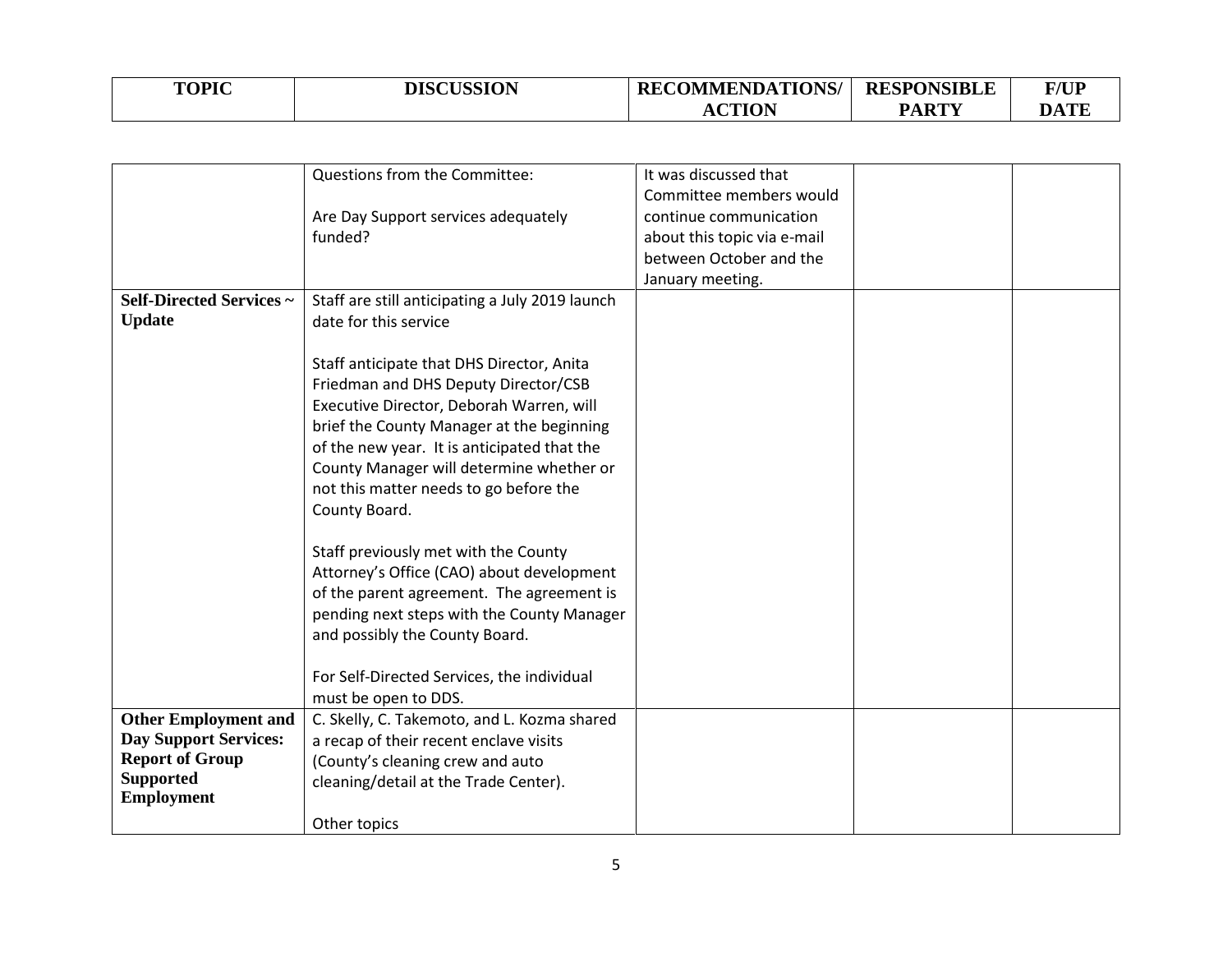| TOPIC | DISCUSSION | RECOMMENDATIONS/ ACTION | RESPONSIBLE PARTY | F/UP DATE |
|---|---|---|---|---|
| | Questions from the Committee:<br><br>Are Day Support services adequately funded? | It was discussed that Committee members would continue communication about this topic via e-mail between October and the January meeting. | | |
| **Self-Directed Services ~ Update** | Staff are still anticipating a July 2019 launch date for this service<br><br>Staff anticipate that DHS Director, Anita Friedman and DHS Deputy Director/CSB Executive Director, Deborah Warren, will brief the County Manager at the beginning of the new year. It is anticipated that the County Manager will determine whether or not this matter needs to go before the County Board.<br><br>Staff previously met with the County Attorney's Office (CAO) about development of the parent agreement. The agreement is pending next steps with the County Manager and possibly the County Board.<br><br>For Self-Directed Services, the individual must be open to DDS. | | | |
| **Other Employment and Day Support Services: Report of Group Supported Employment** | C. Skelly, C. Takemoto, and L. Kozma shared a recap of their recent enclave visits (County's cleaning crew and auto cleaning/detail at the Trade Center).<br><br>Other topics | | | |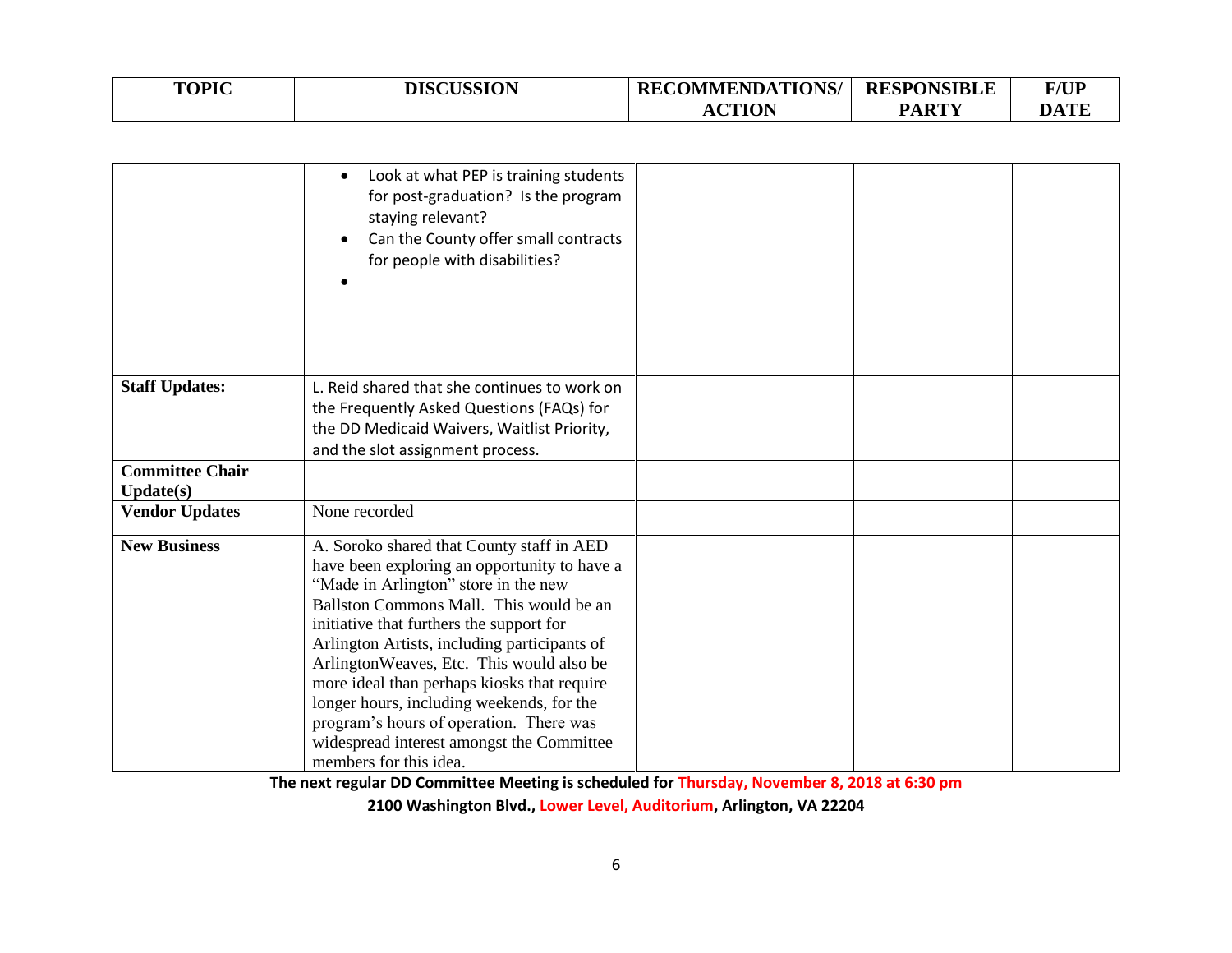| TOPIC | DISCUSSION | RECOMMENDATIONS/ ACTION | RESPONSIBLE PARTY | F/UP DATE |
|---|---|---|---|---|
| | • Look at what PEP is training students for post-graduation? Is the program staying relevant? <br>• Can the County offer small contracts for people with disabilities? <br>• | | | |
| **Staff Updates:** | L. Reid shared that she continues to work on the Frequently Asked Questions (FAQs) for the DD Medicaid Waivers, Waitlist Priority, and the slot assignment process. | | | |
| **Committee Chair Update(s)** | | | | |
| **Vendor Updates** | None recorded | | | |
| **New Business** | A. Soroko shared that County staff in AED have been exploring an opportunity to have a "Made in Arlington" store in the new Ballston Commons Mall. This would be an initiative that furthers the support for Arlington Artists, including participants of ArlingtonWeaves, Etc. This would also be more ideal than perhaps kiosks that require longer hours, including weekends, for the program's hours of operation. There was widespread interest amongst the Committee members for this idea. | | | |

**The next regular DD Committee Meeting is scheduled for Thursday, November 8, 2018 at 6:30 pm**

**2100 Washington Blvd., Lower Level, Auditorium, Arlington, VA 22204**